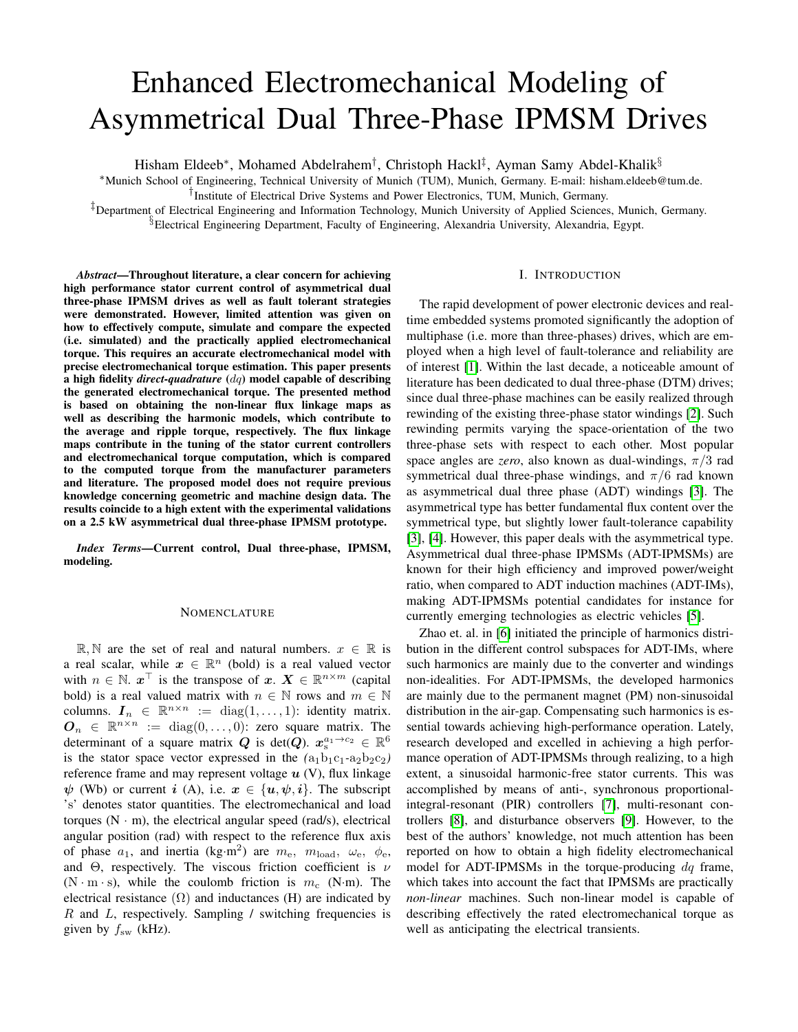# Enhanced Electromechanical Modeling of Asymmetrical Dual Three-Phase IPMSM Drives

Hisham Eldeeb[*], Mohamed Abdelrahem[†], Christoph Hackl[‡], Ayman Samy Abdel-Khalik[§]

[*]Munich School of Engineering, Technical University of Munich (TUM), Munich, Germany. E-mail: hisham.eldeeb@tum.de.

[†]Institute of Electrical Drive Systems and Power Electronics, TUM, Munich, Germany.

[‡]Department of Electrical Engineering and Information Technology, Munich University of Applied Sciences, Munich, Germany.

[§]Electrical Engineering Department, Faculty of Engineering, Alexandria University, Alexandria, Egypt.

***Abstract*—Throughout literature, a clear concern for achieving high performance stator current control of asymmetrical dual three-phase IPMSM drives as well as fault tolerant strategies were demonstrated. However, limited attention was given on how to effectively compute, simulate and compare the expected (i.e. simulated) and the practically applied electromechanical torque. This requires an accurate electromechanical model with precise electromechanical torque estimation. This paper presents a high fidelity *direct-quadrature* ($dq$) model capable of describing the generated electromechanical torque. The presented method is based on obtaining the non-linear flux linkage maps as well as describing the harmonic models, which contribute to the average and ripple torque, respectively. The flux linkage maps contribute in the tuning of the stator current controllers and electromechanical torque computation, which is compared to the computed torque from the manufacturer parameters and literature. The proposed model does not require previous knowledge concerning geometric and machine design data. The results coincide to a high extent with the experimental validations on a 2.5 kW asymmetrical dual three-phase IPMSM prototype.**

***Index Terms*—Current control, Dual three-phase, IPMSM, modeling.**

## NOMENCLATURE

$\mathbb{R}, \mathbb{N}$ are the set of real and natural numbers. $x \in \mathbb{R}$ is a real scalar, while $\boldsymbol{x} \in \mathbb{R}^n$ (bold) is a real valued vector with $n \in \mathbb{N}$. $\boldsymbol{x}^\top$ is the transpose of $\boldsymbol{x}$. $\boldsymbol{X} \in \mathbb{R}^{n\times m}$ (capital bold) is a real valued matrix with $n \in \mathbb{N}$ rows and $m \in \mathbb{N}$ columns. $\boldsymbol{I}_n \in \mathbb{R}^{n\times n} := \mathrm{diag}(1, \ldots, 1)$: identity matrix. $\boldsymbol{O}_n \in \mathbb{R}^{n\times n} := \mathrm{diag}(0, \ldots, 0)$: zero square matrix. The determinant of a square matrix $\boldsymbol{Q}$ is $\det(\boldsymbol{Q})$. $\boldsymbol{x}_\mathrm{s}^{a_1\to c_2} \in \mathbb{R}^6$ is the stator space vector expressed in the ($\mathrm{a_1b_1c_1}$-$\mathrm{a_2b_2c_2}$) reference frame and may represent voltage $\boldsymbol{u}$ (V), flux linkage $\boldsymbol{\psi}$ (Wb) or current $\boldsymbol{i}$ (A), i.e. $\boldsymbol{x} \in \{\boldsymbol{u}, \boldsymbol{\psi}, \boldsymbol{i}\}$. The subscript 's' denotes stator quantities. The electromechanical and load torques (N · m), the electrical angular speed (rad/s), electrical angular position (rad) with respect to the reference flux axis of phase $a_1$, and inertia (kg·m$^2$) are $m_\mathrm{e}$, $m_\mathrm{load}$, $\omega_\mathrm{e}$, $\phi_\mathrm{e}$, and $\Theta$, respectively. The viscous friction coefficient is $\nu$ (N · m · s), while the coulomb friction is $m_\mathrm{c}$ (N·m). The electrical resistance (Ω) and inductances (H) are indicated by $R$ and $L$, respectively. Sampling / switching frequencies is given by $f_\mathrm{sw}$ (kHz).

## I. INTRODUCTION

The rapid development of power electronic devices and real-time embedded systems promoted significantly the adoption of multiphase (i.e. more than three-phases) drives, which are employed when a high level of fault-tolerance and reliability are of interest [1]. Within the last decade, a noticeable amount of literature has been dedicated to dual three-phase (DTM) drives; since dual three-phase machines can be easily realized through rewinding of the existing three-phase stator windings [2]. Such rewinding permits varying the space-orientation of the two three-phase sets with respect to each other. Most popular space angles are *zero*, also known as dual-windings, $\pi/3$ rad symmetrical dual three-phase windings, and $\pi/6$ rad known as asymmetrical dual three phase (ADT) windings [3]. The asymmetrical type has better fundamental flux content over the symmetrical type, but slightly lower fault-tolerance capability [3], [4]. However, this paper deals with the asymmetrical type. Asymmetrical dual three-phase IPMSMs (ADT-IPMSMs) are known for their high efficiency and improved power/weight ratio, when compared to ADT induction machines (ADT-IMs), making ADT-IPMSMs potential candidates for instance for currently emerging technologies as electric vehicles [5].

Zhao et. al. in [6] initiated the principle of harmonics distribution in the different control subspaces for ADT-IMs, where such harmonics are mainly due to the converter and windings non-idealities. For ADT-IPMSMs, the developed harmonics are mainly due to the permanent magnet (PM) non-sinusoidal distribution in the air-gap. Compensating such harmonics is essential towards achieving high-performance operation. Lately, research developed and excelled in achieving a high performance operation of ADT-IPMSMs through realizing, to a high extent, a sinusoidal harmonic-free stator currents. This was accomplished by means of anti-, synchronous proportional-integral-resonant (PIR) controllers [7], multi-resonant controllers [8], and disturbance observers [9]. However, to the best of the authors' knowledge, not much attention has been reported on how to obtain a high fidelity electromechanical model for ADT-IPMSMs in the torque-producing $dq$ frame, which takes into account the fact that IPMSMs are practically *non-linear* machines. Such non-linear model is capable of describing effectively the rated electromechanical torque as well as anticipating the electrical transients.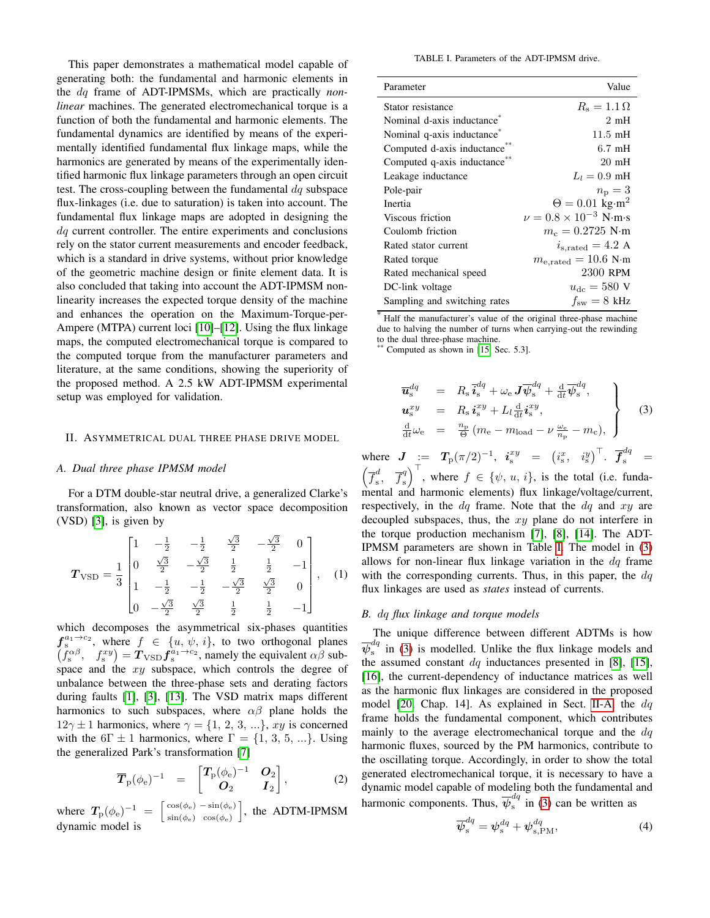This paper demonstrates a mathematical model capable of generating both: the fundamental and harmonic elements in the $dq$ frame of ADT-IPMSMs, which are practically *non-linear* machines. The generated electromechanical torque is a function of both the fundamental and harmonic elements. The fundamental dynamics are identified by means of the experimentally identified fundamental flux linkage maps, while the harmonics are generated by means of the experimentally identified harmonic flux linkage parameters through an open circuit test. The cross-coupling between the fundamental $dq$ subspace flux-linkages (i.e. due to saturation) is taken into account. The fundamental flux linkage maps are adopted in designing the $dq$ current controller. The entire experiments and conclusions rely on the stator current measurements and encoder feedback, which is a standard in drive systems, without prior knowledge of the geometric machine design or finite element data. It is also concluded that taking into account the ADT-IPMSM non-linearity increases the expected torque density of the machine and enhances the operation on the Maximum-Torque-per-Ampere (MTPA) current loci [10]–[12]. Using the flux linkage maps, the computed electromechanical torque is compared to the computed torque from the manufacturer parameters and literature, at the same conditions, showing the superiority of the proposed method. A 2.5 kW ADT-IPMSM experimental setup was employed for validation.

## II. Asymmetrical Dual Three Phase Drive Model

### A. Dual three phase IPMSM model

For a DTM double-star neutral drive, a generalized Clarke's transformation, also known as vector space decomposition (VSD) [3], is given by

$$
\boldsymbol{T}_{\rm VSD} = \frac{1}{3}\begin{bmatrix} 1 & -\frac{1}{2} & -\frac{1}{2} & \frac{\sqrt{3}}{2} & -\frac{\sqrt{3}}{2} & 0 \\ 0 & \frac{\sqrt{3}}{2} & -\frac{\sqrt{3}}{2} & \frac{1}{2} & \frac{1}{2} & -1 \\ 1 & -\frac{1}{2} & -\frac{1}{2} & -\frac{\sqrt{3}}{2} & \frac{\sqrt{3}}{2} & 0 \\ 0 & -\frac{\sqrt{3}}{2} & \frac{\sqrt{3}}{2} & \frac{1}{2} & \frac{1}{2} & -1 \end{bmatrix}, \quad (1)
$$

which decomposes the asymmetrical six-phases quantities $\boldsymbol{f}_{\rm s}^{a_1 \to c_2}$, where $f \in \{u, \psi, i\}$, to two orthogonal planes $\begin{pmatrix} f_{\rm s}^{\alpha\beta}, & f_{\rm s}^{xy} \end{pmatrix} = \boldsymbol{T}_{\rm VSD}\boldsymbol{f}_{\rm s}^{a_1 \to c_2}$, namely the equivalent $\alpha\beta$ subspace and the $xy$ subspace, which controls the degree of unbalance between the three-phase sets and derating factors during faults [1], [3], [13]. The VSD matrix maps different harmonics to such subspaces, where $\alpha\beta$ plane holds the $12\gamma \pm 1$ harmonics, where $\gamma = \{1, 2, 3, ...\}$, $xy$ is concerned with the $6\Gamma \pm 1$ harmonics, where $\Gamma = \{1, 3, 5, ...\}$. Using the generalized Park's transformation [7]

$$
\overline{\boldsymbol{T}}_{\rm p}(\phi_{\rm e})^{-1} = \begin{bmatrix} \boldsymbol{T}_{\rm p}(\phi_{\rm e})^{-1} & \boldsymbol{O}_2 \\ \boldsymbol{O}_2 & \boldsymbol{I}_2 \end{bmatrix}, \quad (2)
$$

where $\boldsymbol{T}_{\rm p}(\phi_{\rm e})^{-1} = \begin{bmatrix} \cos(\phi_{\rm e}) & -\sin(\phi_{\rm e}) \\ \sin(\phi_{\rm e}) & \cos(\phi_{\rm e}) \end{bmatrix}$, the ADTM-IPMSM dynamic model is

TABLE I. Parameters of the ADT-IPMSM drive.

| Parameter | Value |
|---|---|
| Stator resistance | $R_{\rm s} = 1.1\,\Omega$ |
| Nominal d-axis inductance* | 2 mH |
| Nominal q-axis inductance* | 11.5 mH |
| Computed d-axis inductance** | 6.7 mH |
| Computed q-axis inductance** | 20 mH |
| Leakage inductance | $L_l = 0.9$ mH |
| Pole-pair | $n_{\rm p} = 3$ |
| Inertia | $\Theta = 0.01$ kg·m$^2$ |
| Viscous friction | $\nu = 0.8 \times 10^{-3}$ N·m·s |
| Coulomb friction | $m_{\rm c} = 0.2725$ N·m |
| Rated stator current | $i_{\rm s,rated} = 4.2$ A |
| Rated torque | $m_{\rm e,rated} = 10.6$ N·m |
| Rated mechanical speed | 2300 RPM |
| DC-link voltage | $u_{\rm dc} = 580$ V |
| Sampling and switching rates | $f_{\rm sw} = 8$ kHz |

* Half the manufacturer's value of the original three-phase machine due to halving the number of turns when carrying-out the rewinding to the dual three-phase machine.
** Computed as shown in [15, Sec. 5.3].

$$
\left.\begin{aligned}
\overline{\boldsymbol{u}}_{\rm s}^{dq} &= R_{\rm s}\,\overline{\boldsymbol{i}}_{\rm s}^{dq} + \omega_{\rm e}\,\boldsymbol{J}\overline{\boldsymbol{\psi}}_{\rm s}^{dq} + \tfrac{\rm d}{{\rm d}t}\overline{\boldsymbol{\psi}}_{\rm s}^{dq}, \\
\boldsymbol{u}_{\rm s}^{xy} &= R_{\rm s}\,\boldsymbol{i}_{\rm s}^{xy} + L_l\,\tfrac{\rm d}{{\rm d}t}\boldsymbol{i}_{\rm s}^{xy}, \\
\tfrac{\rm d}{{\rm d}t}\omega_{\rm e} &= \tfrac{n_{\rm p}}{\Theta}\left(m_{\rm e} - m_{\rm load} - \nu\,\tfrac{\omega_{\rm e}}{n_{\rm p}} - m_{\rm c}\right),
\end{aligned}\right\} \quad (3)
$$

where $\boldsymbol{J} := \boldsymbol{T}_{\rm p}(\pi/2)^{-1}$, $\boldsymbol{i}_{\rm s}^{xy} = \begin{pmatrix} i_{\rm s}^{x}, & i_{\rm s}^{y} \end{pmatrix}^\top$. $\overline{\boldsymbol{f}}_{\rm s}^{dq} = \begin{pmatrix} \overline{f}_{\rm s}^{d}, & \overline{f}_{\rm s}^{q} \end{pmatrix}^\top$, where $f \in \{\psi, u, i\}$, is the total (i.e. fundamental and harmonic elements) flux linkage/voltage/current, respectively, in the $dq$ frame. Note that the $dq$ and $xy$ are decoupled subspaces, thus, the $xy$ plane do not interfere in the torque production mechanism [7], [8], [14]. The ADT-IPMSM parameters are shown in Table I. The model in (3) allows for non-linear flux linkage variation in the $dq$ frame with the corresponding currents. Thus, in this paper, the $dq$ flux linkages are used as *states* instead of currents.

### B. $dq$ flux linkage and torque models

The unique difference between different ADTMs is how $\overline{\boldsymbol{\psi}}_{\rm s}^{dq}$ in (3) is modelled. Unlike the flux linkage models and the assumed constant $dq$ inductances presented in [8], [15], [16], the current-dependency of inductance matrices as well as the harmonic flux linkages are considered in the proposed model [20, Chap. 14]. As explained in Sect. II-A, the $dq$ frame holds the fundamental component, which contributes mainly to the average electromechanical torque and the $dq$ harmonic fluxes, sourced by the PM harmonics, contribute to the oscillating torque. Accordingly, in order to show the total generated electromechanical torque, it is necessary to have a dynamic model capable of modeling both the fundamental and harmonic components. Thus, $\overline{\boldsymbol{\psi}}_{\rm s}^{dq}$ in (3) can be written as

$$
\overline{\boldsymbol{\psi}}_{\rm s}^{dq} = \boldsymbol{\psi}_{\rm s}^{dq} + \boldsymbol{\psi}_{\rm s,PM}^{dq}, \quad (4)
$$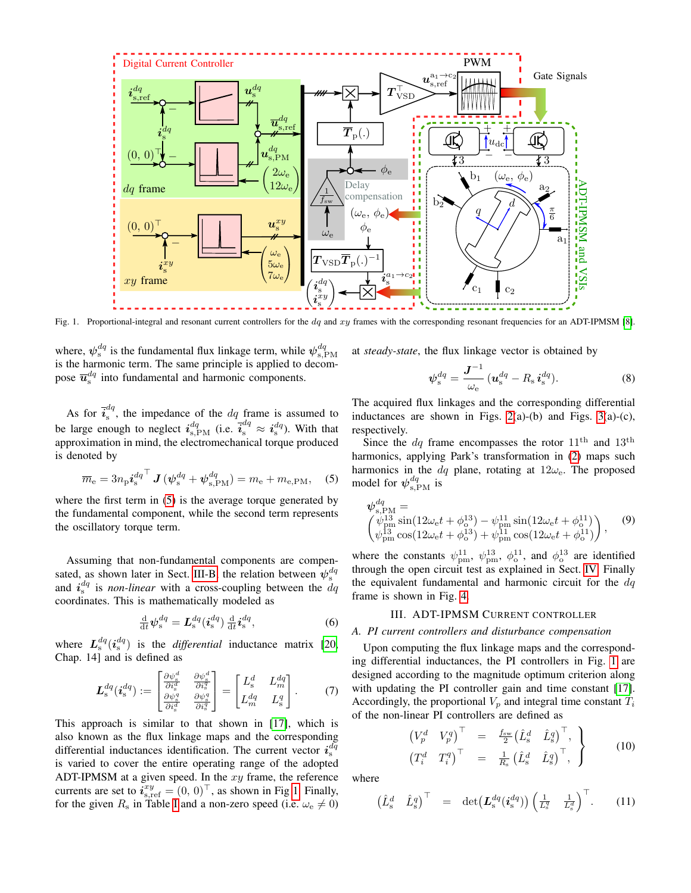Fig. 1. Proportional-integral and resonant current controllers for the $dq$ and $xy$ frames with the corresponding resonant frequencies for an ADT-IPMSM [8].

where, $\psi_{\rm s}^{dq}$ is the fundamental flux linkage term, while $\psi_{\rm s,PM}^{dq}$ is the harmonic term. The same principle is applied to decompose $\overline{\boldsymbol{u}}_{\rm s}^{dq}$ into fundamental and harmonic components.

As for $\overline{\boldsymbol{i}}_{\rm s}^{dq}$, the impedance of the $dq$ frame is assumed to be large enough to neglect $\boldsymbol{i}_{\rm s,PM}^{dq}$ (i.e. $\overline{\boldsymbol{i}}_{\rm s}^{dq} \approx \boldsymbol{i}_{\rm s}^{dq}$). With that approximation in mind, the electromechanical torque produced is denoted by

$$\overline{m}_{\rm e} = 3n_{\rm p}\boldsymbol{i}_{\rm s}^{dq\top}\boldsymbol{J}\left(\boldsymbol{\psi}_{\rm s}^{dq} + \boldsymbol{\psi}_{\rm s,PM}^{dq}\right) = m_{\rm e} + m_{\rm e,PM}, \quad (5)$$

where the first term in (5) is the average torque generated by the fundamental component, while the second term represents the oscillatory torque term.

Assuming that non-fundamental components are compensated, as shown later in Sect. III-B, the relation between $\boldsymbol{\psi}_{\rm s}^{dq}$ and $\boldsymbol{i}_{\rm s}^{dq}$ is *non-linear* with a cross-coupling between the $dq$ coordinates. This is mathematically modeled as

$$\tfrac{\rm d}{{\rm d}t}\boldsymbol{\psi}_{\rm s}^{dq} = \boldsymbol{L}_{\rm s}^{dq}(\boldsymbol{i}_{\rm s}^{dq})\,\tfrac{\rm d}{{\rm d}t}\boldsymbol{i}_{\rm s}^{dq}, \quad (6)$$

where $\boldsymbol{L}_{\rm s}^{dq}(\boldsymbol{i}_{\rm s}^{dq})$ is the *differential* inductance matrix [20, Chap. 14] and is defined as

$$\boldsymbol{L}_{\rm s}^{dq}(\boldsymbol{i}_{\rm s}^{dq}) := \begin{bmatrix} \frac{\partial\psi_{\rm s}^{d}}{\partial i_{\rm s}^{d}} & \frac{\partial\psi_{\rm s}^{d}}{\partial i_{\rm s}^{q}} \\ \frac{\partial\psi_{\rm s}^{q}}{\partial i_{\rm s}^{d}} & \frac{\partial\psi_{\rm s}^{q}}{\partial i_{\rm s}^{q}} \end{bmatrix} = \begin{bmatrix} L_{\rm s}^{d} & L_{m}^{dq} \\ L_{m}^{dq} & L_{\rm s}^{q} \end{bmatrix}. \quad (7)$$

This approach is similar to that shown in [17], which is also known as the flux linkage maps and the corresponding differential inductances identification. The current vector $\boldsymbol{i}_{\rm s}^{dq}$ is varied to cover the entire operating range of the adopted ADT-IPMSM at a given speed. In the $xy$ frame, the reference currents are set to $\boldsymbol{i}_{\rm s,ref}^{xy} = (0,\,0)^\top$, as shown in Fig 1. Finally, for the given $R_{\rm s}$ in Table I and a non-zero speed (i.e. $\omega_{\rm e} \neq 0$) at *steady-state*, the flux linkage vector is obtained by

$$\boldsymbol{\psi}_{\rm s}^{dq} = \frac{\boldsymbol{J}^{-1}}{\omega_{\rm e}}\left(\boldsymbol{u}_{\rm s}^{dq} - R_{\rm s}\,\boldsymbol{i}_{\rm s}^{dq}\right). \quad (8)$$

The acquired flux linkages and the corresponding differential inductances are shown in Figs. 2(a)-(b) and Figs. 3(a)-(c), respectively.

Since the $dq$ frame encompasses the rotor $11^{\rm th}$ and $13^{\rm th}$ harmonics, applying Park's transformation in (2) maps such harmonics in the $dq$ plane, rotating at $12\omega_{\rm e}$. The proposed model for $\boldsymbol{\psi}_{\rm s,PM}^{dq}$ is

$$\boldsymbol{\psi}_{\rm s,PM}^{dq} = \begin{pmatrix} \psi_{\rm pm}^{13}\sin(12\omega_{\rm e}t + \phi_{\rm o}^{13}) - \psi_{\rm pm}^{11}\sin(12\omega_{\rm e}t + \phi_{\rm o}^{11}) \\ \psi_{\rm pm}^{13}\cos(12\omega_{\rm e}t + \phi_{\rm o}^{13}) + \psi_{\rm pm}^{11}\cos(12\omega_{\rm e}t + \phi_{\rm o}^{11}) \end{pmatrix}, \quad (9)$$

where the constants $\psi_{\rm pm}^{11}$, $\psi_{\rm pm}^{13}$, $\phi_{\rm o}^{11}$, and $\phi_{\rm o}^{13}$ are identified through the open circuit test as explained in Sect. IV. Finally the equivalent fundamental and harmonic circuit for the $dq$ frame is shown in Fig. 4.

## III. ADT-IPMSM Current Controller

### A. PI current controllers and disturbance compensation

Upon computing the flux linkage maps and the corresponding differential inductances, the PI controllers in Fig. 1 are designed according to the magnitude optimum criterion along with updating the PI controller gain and time constant [17]. Accordingly, the proportional $V_p$ and integral time constant $T_i$ of the non-linear PI controllers are defined as

$$\left.\begin{aligned} \begin{pmatrix} V_p^d & V_p^q \end{pmatrix}^\top &= \tfrac{f_{\rm sw}}{2}\begin{pmatrix} \hat{L}_{\rm s}^d & \hat{L}_{\rm s}^q \end{pmatrix}^\top, \\ \begin{pmatrix} T_i^d & T_i^q \end{pmatrix}^\top &= \tfrac{1}{R_{\rm s}}\begin{pmatrix} \hat{L}_{\rm s}^d & \hat{L}_{\rm s}^q \end{pmatrix}^\top, \end{aligned}\right\} \quad (10)$$

where

$$\begin{pmatrix} \hat{L}_{\rm s}^d & \hat{L}_{\rm s}^q \end{pmatrix}^\top = \det\!\left(\boldsymbol{L}_{\rm s}^{dq}(\boldsymbol{i}_{\rm s}^{dq})\right)\begin{pmatrix} \frac{1}{L_{\rm s}^q} & \frac{1}{L_{\rm s}^d} \end{pmatrix}^\top. \quad (11)$$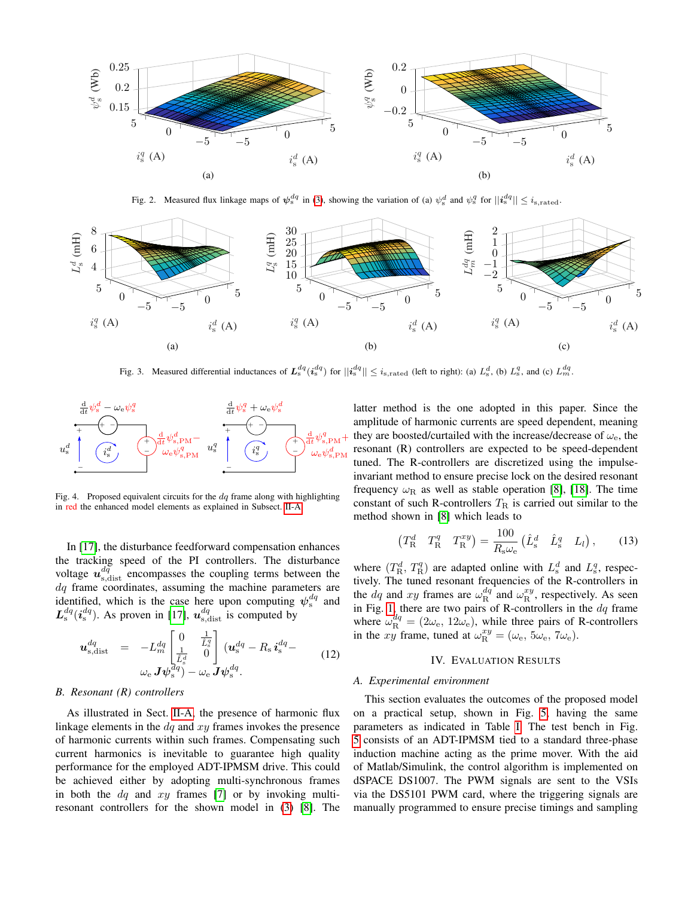Fig. 2. Measured flux linkage maps of $\psi_s^{dq}$ in (3), showing the variation of (a) $\psi_s^d$ and $\psi_s^q$ for $||i_s^{dq}|| \leq i_{s,rated}$.

Fig. 3. Measured differential inductances of $L_s^{dq}(i_s^{dq})$ for $||i_s^{dq}|| \leq i_{s,rated}$ (left to right): (a) $L_s^d$, (b) $L_s^q$, and (c) $L_m^{dq}$.

Fig. 4. Proposed equivalent circuits for the $dq$ frame along with highlighting in red the enhanced model elements as explained in Subsect. II-A.

In [17], the disturbance feedforward compensation enhances the tracking speed of the PI controllers. The disturbance voltage $u_{s,dist}^{dq}$ encompasses the coupling terms between the $dq$ frame coordinates, assuming the machine parameters are identified, which is the case here upon computing $\psi_s^{dq}$ and $L_s^{dq}(i_s^{dq})$. As proven in [17], $u_{s,dist}^{dq}$ is computed by

$$
\begin{aligned}
u_{s,dist}^{dq} \;=\; & -L_m^{dq} \begin{bmatrix} 0 & \frac{1}{\hat{L}_s^q} \\ \frac{1}{\hat{L}_s^d} & 0 \end{bmatrix} (u_s^{dq} - R_s\, i_s^{dq} - \\
& \omega_e J \psi_s^{dq}) - \omega_e J \psi_s^{dq}.
\end{aligned} \tag{12}
$$

### B. Resonant (R) controllers

As illustrated in Sect. II-A, the presence of harmonic flux linkage elements in the $dq$ and $xy$ frames invokes the presence of harmonic currents within such frames. Compensating such current harmonics is inevitable to guarantee high quality performance for the employed ADT-IPMSM drive. This could be achieved either by adopting multi-synchronous frames in both the $dq$ and $xy$ frames [7] or by invoking multi-resonant controllers for the shown model in (3) [8]. The latter method is the one adopted in this paper. Since the amplitude of harmonic currents are speed dependent, meaning they are boosted/curtailed with the increase/decrease of $\omega_e$, the resonant (R) controllers are expected to be speed-dependent tuned. The R-controllers are discretized using the impulse-invariant method to ensure precise lock on the desired resonant frequency $\omega_R$ as well as stable operation [8], [18]. The time constant of such R-controllers $T_R$ is carried out similar to the method shown in [8] which leads to

$$
\begin{pmatrix} T_R^d & T_R^q & T_R^{xy} \end{pmatrix} = \frac{100}{R_s \omega_e} \begin{pmatrix} \hat{L}_s^d & \hat{L}_s^q & L_l \end{pmatrix}, \tag{13}
$$

where $(T_R^d, T_R^q)$ are adapted online with $L_s^d$ and $L_s^q$, respectively. The tuned resonant frequencies of the R-controllers in the $dq$ and $xy$ frames are $\omega_R^{dq}$ and $\omega_R^{xy}$, respectively. As seen in Fig. 1, there are two pairs of R-controllers in the $dq$ frame where $\omega_R^{dq} = (2\omega_e, 12\omega_e)$, while three pairs of R-controllers in the $xy$ frame, tuned at $\omega_R^{xy} = (\omega_e, 5\omega_e, 7\omega_e)$.

## IV. Evaluation Results

### A. Experimental environment

This section evaluates the outcomes of the proposed model on a practical setup, shown in Fig. 5, having the same parameters as indicated in Table I. The test bench in Fig. 5 consists of an ADT-IPMSM tied to a standard three-phase induction machine acting as the prime mover. With the aid of Matlab/Simulink, the control algorithm is implemented on dSPACE DS1007. The PWM signals are sent to the VSIs via the DS5101 PWM card, where the triggering signals are manually programmed to ensure precise timings and sampling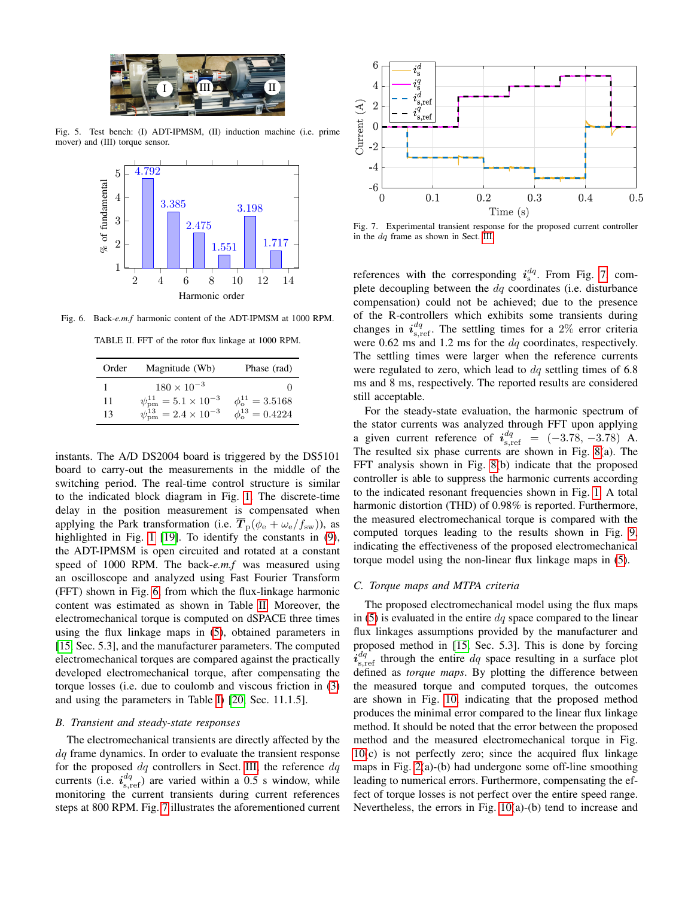Fig. 5. Test bench: (I) ADT-IPMSM, (II) induction machine (i.e. prime mover) and (III) torque sensor.

Fig. 6. Back-*e.m.f* harmonic content of the ADT-IPMSM at 1000 RPM.

TABLE II. FFT of the rotor flux linkage at 1000 RPM.

| Order | Magnitude (Wb) | Phase (rad) |
|---|---|---|
| 1 | $180 \times 10^{-3}$ | 0 |
| 11 | $\psi_{\rm pm}^{11} = 5.1 \times 10^{-3}$ | $\phi_{\rm o}^{11} = 3.5168$ |
| 13 | $\psi_{\rm pm}^{13} = 2.4 \times 10^{-3}$ | $\phi_{\rm o}^{13} = 0.4224$ |

instants. The A/D DS2004 board is triggered by the DS5101 board to carry-out the measurements in the middle of the switching period. The real-time control structure is similar to the indicated block diagram in Fig. 1. The discrete-time delay in the position measurement is compensated when applying the Park transformation (i.e. $\overline{\boldsymbol{T}}_{\rm p}(\phi_{\rm e} + \omega_{\rm e}/f_{\rm sw})$), as highlighted in Fig. 1 [19]. To identify the constants in (9), the ADT-IPMSM is open circuited and rotated at a constant speed of 1000 RPM. The back-*e.m.f* was measured using an oscilloscope and analyzed using Fast Fourier Transform (FFT) shown in Fig. 6, from which the flux-linkage harmonic content was estimated as shown in Table II. Moreover, the electromechanical torque is computed on dSPACE three times using the flux linkage maps in (5), obtained parameters in [15, Sec. 5.3], and the manufacturer parameters. The computed electromechanical torques are compared against the practically developed electromechanical torque, after compensating the torque losses (i.e. due to coulomb and viscous friction in (3) and using the parameters in Table I) [20, Sec. 11.1.5].

### B. Transient and steady-state responses

The electromechanical transients are directly affected by the $dq$ frame dynamics. In order to evaluate the transient response for the proposed $dq$ controllers in Sect. III, the reference $dq$ currents (i.e. $\boldsymbol{i}_{\rm s,ref}^{dq}$) are varied within a 0.5 s window, while monitoring the current transients during current references steps at 800 RPM. Fig. 7 illustrates the aforementioned current references with the corresponding $\boldsymbol{i}_{\rm s}^{dq}$. From Fig. 7 complete decoupling between the $dq$ coordinates (i.e. disturbance compensation) could not be achieved; due to the presence of the R-controllers which exhibits some transients during changes in $\boldsymbol{i}_{\rm s,ref}^{dq}$. The settling times for a 2% error criteria were 0.62 ms and 1.2 ms for the $dq$ coordinates, respectively. The settling times were larger when the reference currents were regulated to zero, which lead to $dq$ settling times of 6.8 ms and 8 ms, respectively. The reported results are considered still acceptable.

Fig. 7. Experimental transient response for the proposed current controller in the $dq$ frame as shown in Sect. III.

For the steady-state evaluation, the harmonic spectrum of the stator currents was analyzed through FFT upon applying a given current reference of $\boldsymbol{i}_{\rm s,ref}^{dq} = (-3.78, -3.78)$ A. The resulted six phase currents are shown in Fig. 8(a). The FFT analysis shown in Fig. 8(b) indicate that the proposed controller is able to suppress the harmonic currents according to the indicated resonant frequencies shown in Fig. 1. A total harmonic distortion (THD) of 0.98% is reported. Furthermore, the measured electromechanical torque is compared with the computed torques leading to the results shown in Fig. 9, indicating the effectiveness of the proposed electromechanical torque model using the non-linear flux linkage maps in (5).

### C. Torque maps and MTPA criteria

The proposed electromechanical model using the flux maps in (5) is evaluated in the entire $dq$ space compared to the linear flux linkages assumptions provided by the manufacturer and proposed method in [15, Sec. 5.3]. This is done by forcing $\boldsymbol{i}_{\rm s,ref}^{dq}$ through the entire $dq$ space resulting in a surface plot defined as *torque maps*. By plotting the difference between the measured torque and computed torques, the outcomes are shown in Fig. 10 indicating that the proposed method produces the minimal error compared to the linear flux linkage method. It should be noted that the error between the proposed method and the measured electromechanical torque in Fig. 10(c) is not perfectly zero; since the acquired flux linkage maps in Fig. 2(a)-(b) had undergone some off-line smoothing leading to numerical errors. Furthermore, compensating the effect of torque losses is not perfect over the entire speed range. Nevertheless, the errors in Fig. 10(a)-(b) tend to increase and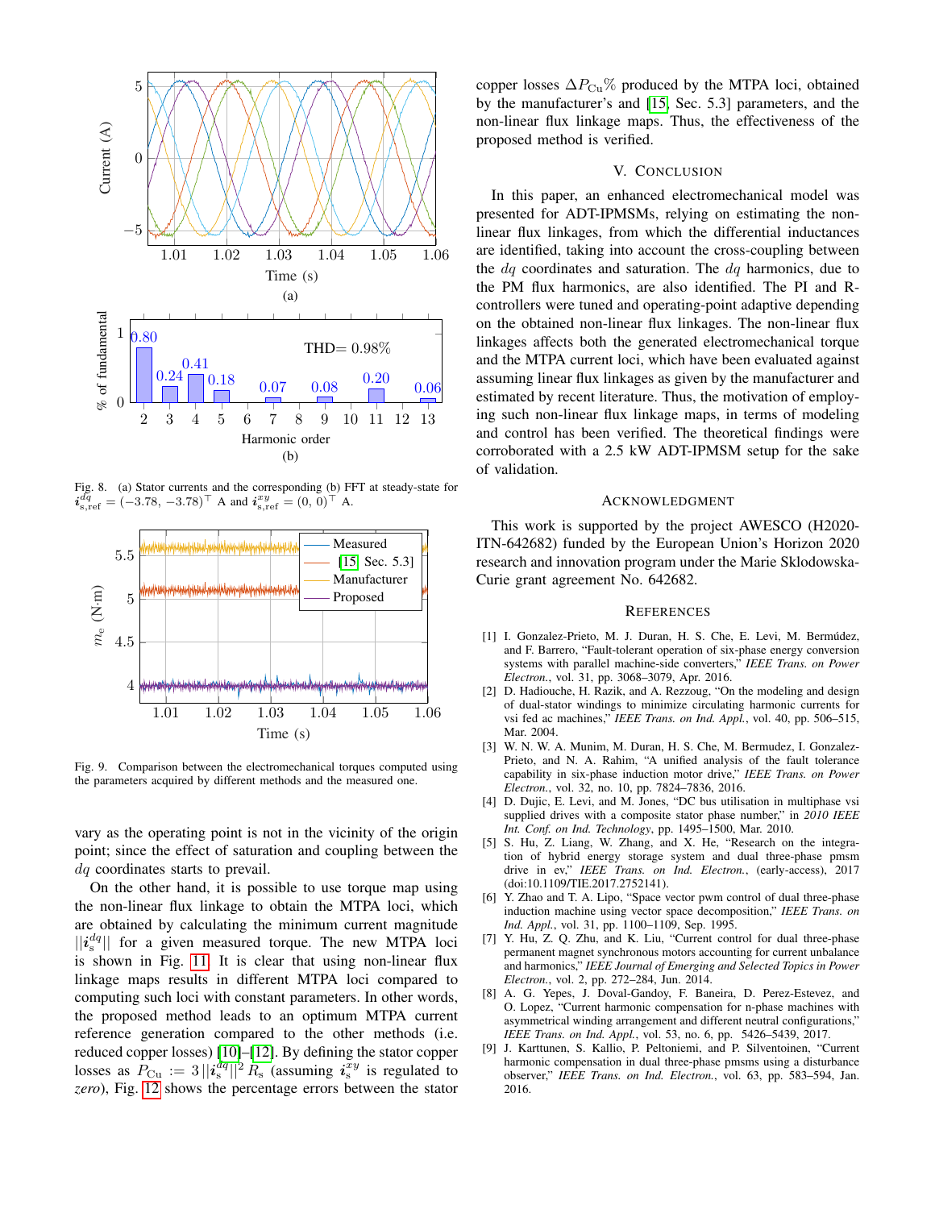Fig. 8. (a) Stator currents and the corresponding (b) FFT at steady-state for $\boldsymbol{i}^{dq}_{\text{s,ref}} = (-3.78,\, -3.78)^\top$ A and $\boldsymbol{i}^{xy}_{\text{s,ref}} = (0,\, 0)^\top$ A.

Fig. 9. Comparison between the electromechanical torques computed using the parameters acquired by different methods and the measured one.

vary as the operating point is not in the vicinity of the origin point; since the effect of saturation and coupling between the $dq$ coordinates starts to prevail.

On the other hand, it is possible to use torque map using the non-linear flux linkage to obtain the MTPA loci, which are obtained by calculating the minimum current magnitude $||\boldsymbol{i}^{dq}_{\text{s}}||$ for a given measured torque. The new MTPA loci is shown in Fig. 11. It is clear that using non-linear flux linkage maps results in different MTPA loci compared to computing such loci with constant parameters. In other words, the proposed method leads to an optimum MTPA current reference generation compared to the other methods (i.e. reduced copper losses) [10]–[12]. By defining the stator copper losses as $P_{\text{Cu}} := 3\,||\boldsymbol{i}^{dq}_{\text{s}}||^2\, R_{\text{s}}$ (assuming $\boldsymbol{i}^{xy}_{\text{s}}$ is regulated to *zero*), Fig. 12 shows the percentage errors between the stator copper losses $\Delta P_{\text{Cu}}\%$ produced by the MTPA loci, obtained by the manufacturer's and [15, Sec. 5.3] parameters, and the non-linear flux linkage maps. Thus, the effectiveness of the proposed method is verified.

## V. Conclusion

In this paper, an enhanced electromechanical model was presented for ADT-IPMSMs, relying on estimating the non-linear flux linkages, from which the differential inductances are identified, taking into account the cross-coupling between the $dq$ coordinates and saturation. The $dq$ harmonics, due to the PM flux harmonics, are also identified. The PI and R-controllers were tuned and operating-point adaptive depending on the obtained non-linear flux linkages. The non-linear flux linkages affects both the generated electromechanical torque and the MTPA current loci, which have been evaluated against assuming linear flux linkages as given by the manufacturer and estimated by recent literature. Thus, the motivation of employing such non-linear flux linkage maps, in terms of modeling and control has been verified. The theoretical findings were corroborated with a 2.5 kW ADT-IPMSM setup for the sake of validation.

## Acknowledgment

This work is supported by the project AWESCO (H2020-ITN-642682) funded by the European Union's Horizon 2020 research and innovation program under the Marie Skłodowska-Curie grant agreement No. 642682.

## References

[1] I. Gonzalez-Prieto, M. J. Duran, H. S. Che, E. Levi, M. Bermúdez, and F. Barrero, "Fault-tolerant operation of six-phase energy conversion systems with parallel machine-side converters," *IEEE Trans. on Power Electron.*, vol. 31, pp. 3068–3079, Apr. 2016.

[2] D. Hadiouche, H. Razik, and A. Rezzoug, "On the modeling and design of dual-stator windings to minimize circulating harmonic currents for vsi fed ac machines," *IEEE Trans. on Ind. Appl.*, vol. 40, pp. 506–515, Mar. 2004.

[3] W. N. W. A. Munim, M. Duran, H. S. Che, M. Bermudez, I. Gonzalez-Prieto, and N. A. Rahim, "A unified analysis of the fault tolerance capability in six-phase induction motor drive," *IEEE Trans. on Power Electron.*, vol. 32, no. 10, pp. 7824–7836, 2016.

[4] D. Dujic, E. Levi, and M. Jones, "DC bus utilisation in multiphase vsi supplied drives with a composite stator phase number," in *2010 IEEE Int. Conf. on Ind. Technology*, pp. 1495–1500, Mar. 2010.

[5] S. Hu, Z. Liang, W. Zhang, and X. He, "Research on the integration of hybrid energy storage system and dual three-phase pmsm drive in ev," *IEEE Trans. on Ind. Electron.*, (early-access), 2017 (doi:10.1109/TIE.2017.2752141).

[6] Y. Zhao and T. A. Lipo, "Space vector pwm control of dual three-phase induction machine using vector space decomposition," *IEEE Trans. on Ind. Appl.*, vol. 31, pp. 1100–1109, Sep. 1995.

[7] Y. Hu, Z. Q. Zhu, and K. Liu, "Current control for dual three-phase permanent magnet synchronous motors accounting for current unbalance and harmonics," *IEEE Journal of Emerging and Selected Topics in Power Electron.*, vol. 2, pp. 272–284, Jun. 2014.

[8] A. G. Yepes, J. Doval-Gandoy, F. Baneira, D. Perez-Estevez, and O. Lopez, "Current harmonic compensation for n-phase machines with asymmetrical winding arrangement and different neutral configurations," *IEEE Trans. on Ind. Appl.*, vol. 53, no. 6, pp. 5426–5439, 2017.

[9] J. Karttunen, S. Kallio, P. Peltoniemi, and P. Silventoinen, "Current harmonic compensation in dual three-phase pmsms using a disturbance observer," *IEEE Trans. on Ind. Electron.*, vol. 63, pp. 583–594, Jan. 2016.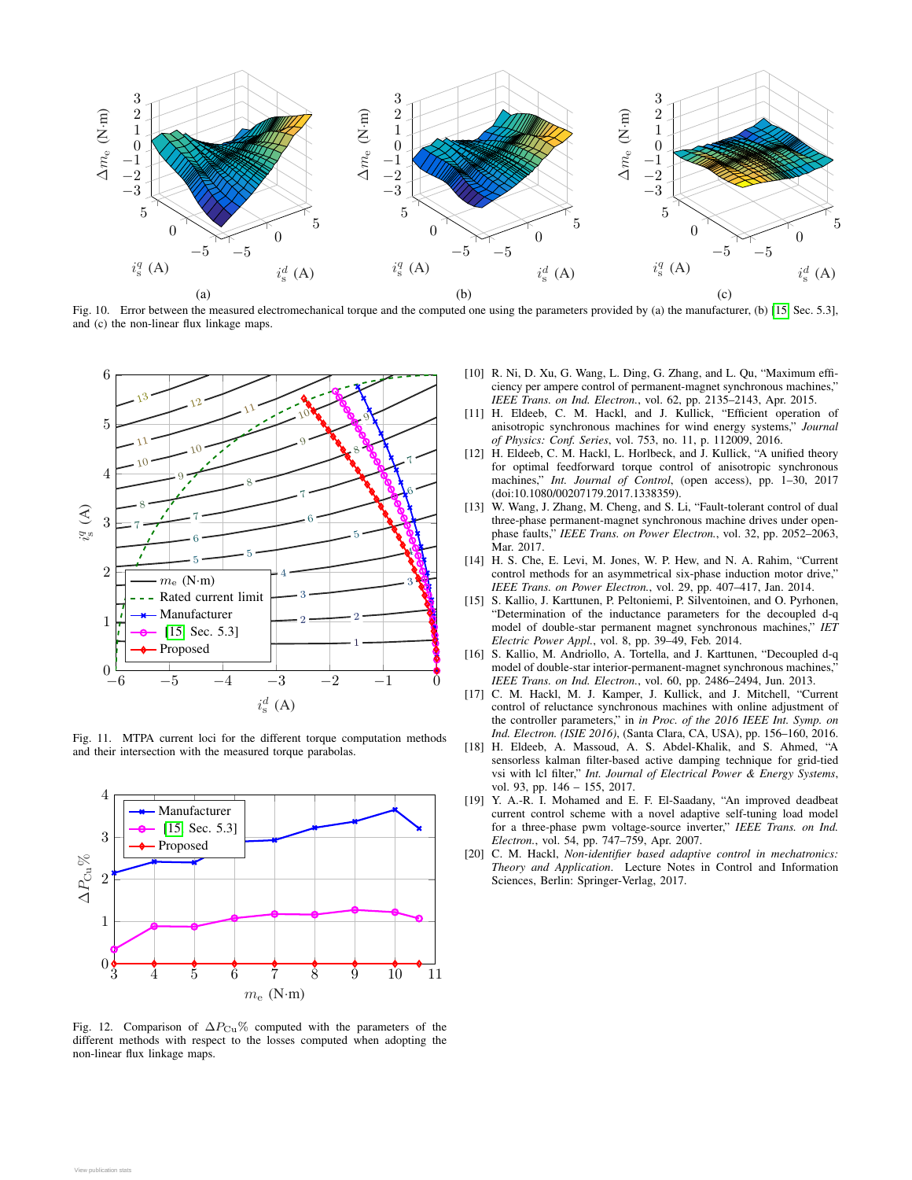$\Delta m_e$ (N·m)

3 2 1 0 −1 −2 −3

5 0 −5 −5 0 5

$i_s^q$ (A) $i_s^d$ (A)

(a)

$\Delta m_e$ (N·m)

3 2 1 0 −1 −2 −3

5 0 −5 −5 0 5

$i_s^q$ (A) $i_s^d$ (A)

(b)

$\Delta m_e$ (N·m)

3 2 1 0 −1 −2 −3

5 0 −5 −5 0 5

$i_s^q$ (A) $i_s^d$ (A)

(c)

Fig. 10. Error between the measured electromechanical torque and the computed one using the parameters provided by (a) the manufacturer, (b) [15, Sec. 5.3], and (c) the non-linear flux linkage maps.

$i_s^q$ (A)

$i_s^d$ (A)

0 1 2 3 4 5 6

−6 −5 −4 −3 −2 −1 0

1 2 3 4 5 6 7 8 9 10 11 12 13

$m_e$ (N·m)

Rated current limit

Manufacturer

[15, Sec. 5.3]

Proposed

Fig. 11. MTPA current loci for the different torque computation methods and their intersection with the measured torque parabolas.

$\Delta P_{Cu}$ %

$m_e$ (N·m)

0 1 2 3 4

3 4 5 6 7 8 9 10 11

Manufacturer

[15, Sec. 5.3]

Proposed

Fig. 12. Comparison of $\Delta P_{Cu}\%$ computed with the parameters of the different methods with respect to the losses computed when adopting the non-linear flux linkage maps.

[10] R. Ni, D. Xu, G. Wang, L. Ding, G. Zhang, and L. Qu, "Maximum efficiency per ampere control of permanent-magnet synchronous machines," *IEEE Trans. on Ind. Electron.*, vol. 62, pp. 2135–2143, Apr. 2015.

[11] H. Eldeeb, C. M. Hackl, and J. Kullick, "Efficient operation of anisotropic synchronous machines for wind energy systems," *Journal of Physics: Conf. Series*, vol. 753, no. 11, p. 112009, 2016.

[12] H. Eldeeb, C. M. Hackl, L. Horlbeck, and J. Kullick, "A unified theory for optimal feedforward torque control of anisotropic synchronous machines," *Int. Journal of Control*, (open access), pp. 1–30, 2017 (doi:10.1080/00207179.2017.1338359).

[13] W. Wang, J. Zhang, M. Cheng, and S. Li, "Fault-tolerant control of dual three-phase permanent-magnet synchronous machine drives under open-phase faults," *IEEE Trans. on Power Electron.*, vol. 32, pp. 2052–2063, Mar. 2017.

[14] H. S. Che, E. Levi, M. Jones, W. P. Hew, and N. A. Rahim, "Current control methods for an asymmetrical six-phase induction motor drive," *IEEE Trans. on Power Electron.*, vol. 29, pp. 407–417, Jan. 2014.

[15] S. Kallio, J. Karttunen, P. Peltoniemi, P. Silventoinen, and O. Pyrhonen, "Determination of the inductance parameters for the decoupled d-q model of double-star permanent magnet synchronous machines," *IET Electric Power Appl.*, vol. 8, pp. 39–49, Feb. 2014.

[16] S. Kallio, M. Andriollo, A. Tortella, and J. Karttunen, "Decoupled d-q model of double-star interior-permanent-magnet synchronous machines," *IEEE Trans. on Ind. Electron.*, vol. 60, pp. 2486–2494, Jun. 2013.

[17] C. M. Hackl, M. J. Kamper, J. Kullick, and J. Mitchell, "Current control of reluctance synchronous machines with online adjustment of the controller parameters," in *in Proc. of the 2016 IEEE Int. Symp. on Ind. Electron. (ISIE 2016)*, (Santa Clara, CA, USA), pp. 156–160, 2016.

[18] H. Eldeeb, A. Massoud, A. S. Abdel-Khalik, and S. Ahmed, "A sensorless kalman filter-based active damping technique for grid-tied vsi with lcl filter," *Int. Journal of Electrical Power & Energy Systems*, vol. 93, pp. 146 – 155, 2017.

[19] Y. A.-R. I. Mohamed and E. F. El-Saadany, "An improved deadbeat current control scheme with a novel adaptive self-tuning load model for a three-phase pwm voltage-source inverter," *IEEE Trans. on Ind. Electron.*, vol. 54, pp. 747–759, Apr. 2007.

[20] C. M. Hackl, *Non-identifier based adaptive control in mechatronics: Theory and Application*. Lecture Notes in Control and Information Sciences, Berlin: Springer-Verlag, 2017.